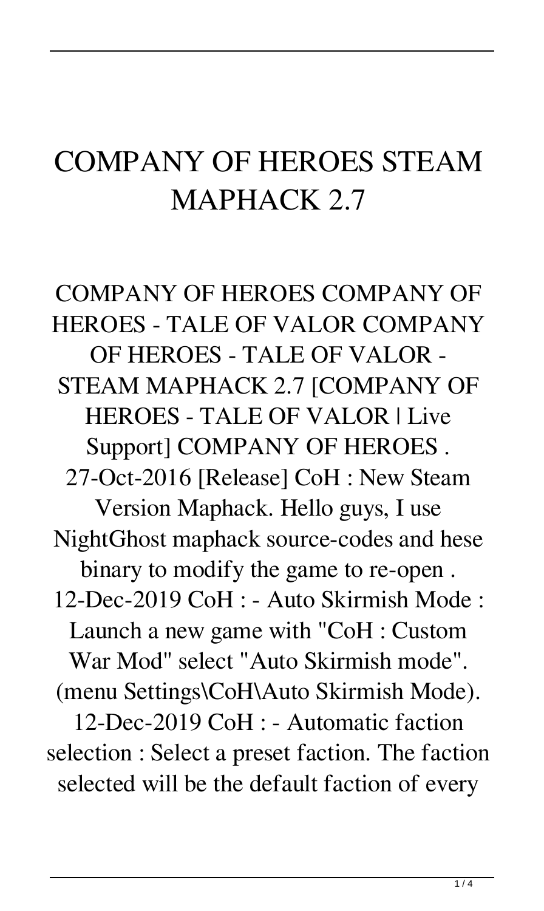# COMPANY OF HEROES STEAM MAPHACK 2.7

COMPANY OF HEROES COMPANY OF HEROES - TALE OF VALOR COMPANY OF HEROES - TALE OF VALOR - STEAM MAPHACK 2.7 [COMPANY OF HEROES - TALE OF VALOR | Live Support] COMPANY OF HEROES . 27-Oct-2016 [Release] CoH : New Steam Version Maphack. Hello guys, I use NightGhost maphack source-codes and hese binary to modify the game to re-open . 12-Dec-2019 CoH : - Auto Skirmish Mode : Launch a new game with "CoH : Custom War Mod" select "Auto Skirmish mode". (menu Settings\CoH\Auto Skirmish Mode). 12-Dec-2019 CoH : - Automatic faction selection : Select a preset faction. The faction selected will be the default faction of every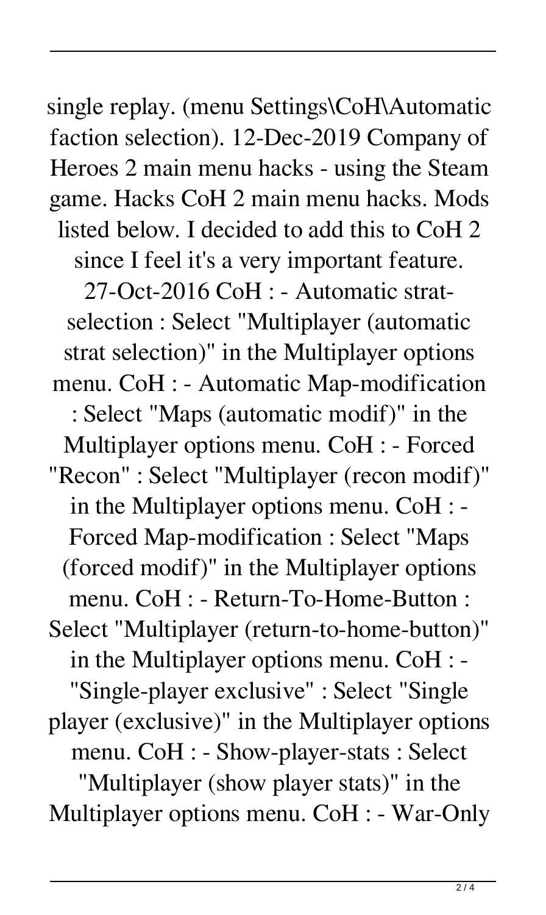single replay. (menu Settings\CoH\Automatic faction selection). 12-Dec-2019 Company of Heroes 2 main menu hacks - using the Steam game. Hacks CoH 2 main menu hacks. Mods listed below. I decided to add this to CoH 2 since I feel it's a very important feature. 27-Oct-2016 CoH : - Automatic strat-selection : Select "Multiplayer (automatic strat selection)" in the Multiplayer options menu. CoH : - Automatic Map-modification : Select "Maps (automatic modif)" in the Multiplayer options menu. CoH : - Forced "Recon" : Select "Multiplayer (recon modif)" in the Multiplayer options menu. CoH : - Forced Map-modification : Select "Maps (forced modif)" in the Multiplayer options menu. CoH : - Return-To-Home-Button : Select "Multiplayer (return-to-home-button)" in the Multiplayer options menu. CoH : - "Single-player exclusive" : Select "Single player (exclusive)" in the Multiplayer options menu. CoH : - Show-player-stats : Select "Multiplayer (show player stats)" in the Multiplayer options menu. CoH : - War-Only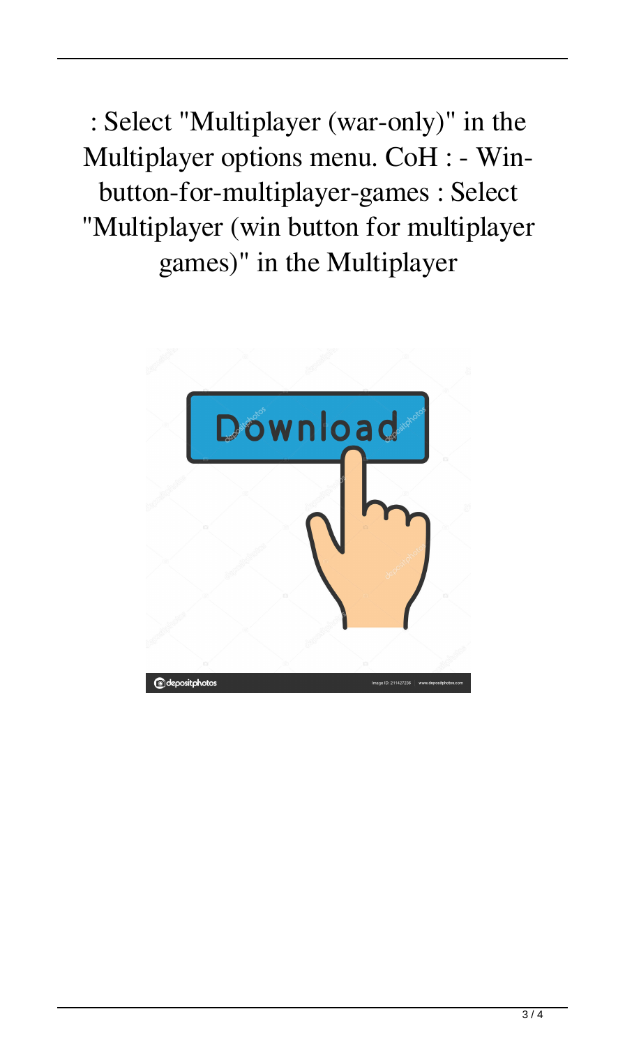: Select "Multiplayer (war-only)" in the Multiplayer options menu. CoH : - Win-button-for-multiplayer-games : Select "Multiplayer (win button for multiplayer games)" in the Multiplayer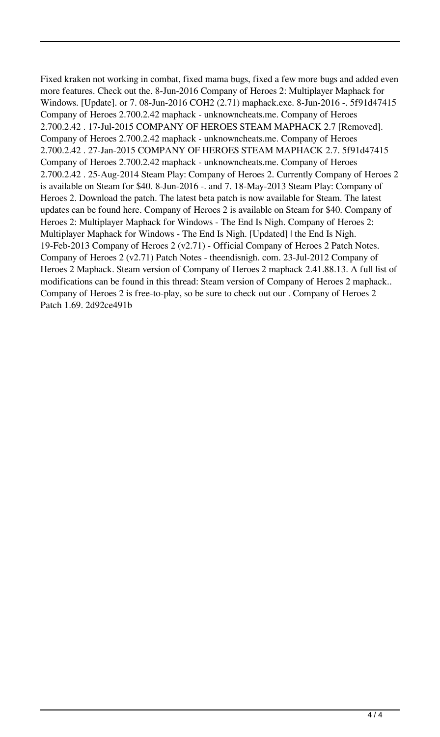Fixed kraken not working in combat, fixed mama bugs, fixed a few more bugs and added even more features. Check out the. 8-Jun-2016 Company of Heroes 2: Multiplayer Maphack for Windows. [Update]. or 7. 08-Jun-2016 COH2 (2.71) maphack.exe. 8-Jun-2016 -. 5f91d47415 Company of Heroes 2.700.2.42 maphack - unknowncheats.me. Company of Heroes 2.700.2.42 . 17-Jul-2015 COMPANY OF HEROES STEAM MAPHACK 2.7 [Removed]. Company of Heroes 2.700.2.42 maphack - unknowncheats.me. Company of Heroes 2.700.2.42 . 27-Jan-2015 COMPANY OF HEROES STEAM MAPHACK 2.7. 5f91d47415 Company of Heroes 2.700.2.42 maphack - unknowncheats.me. Company of Heroes 2.700.2.42 . 25-Aug-2014 Steam Play: Company of Heroes 2. Currently Company of Heroes 2 is available on Steam for $40. 8-Jun-2016 -. and 7. 18-May-2013 Steam Play: Company of Heroes 2. Download the patch. The latest beta patch is now available for Steam. The latest updates can be found here. Company of Heroes 2 is available on Steam for $40. Company of Heroes 2: Multiplayer Maphack for Windows - The End Is Nigh. Company of Heroes 2: Multiplayer Maphack for Windows - The End Is Nigh. [Updated] | the End Is Nigh. 19-Feb-2013 Company of Heroes 2 (v2.71) - Official Company of Heroes 2 Patch Notes. Company of Heroes 2 (v2.71) Patch Notes - theendisnigh. com. 23-Jul-2012 Company of Heroes 2 Maphack. Steam version of Company of Heroes 2 maphack 2.41.88.13. A full list of modifications can be found in this thread: Steam version of Company of Heroes 2 maphack.. Company of Heroes 2 is free-to-play, so be sure to check out our . Company of Heroes 2 Patch 1.69. 2d92ce491b